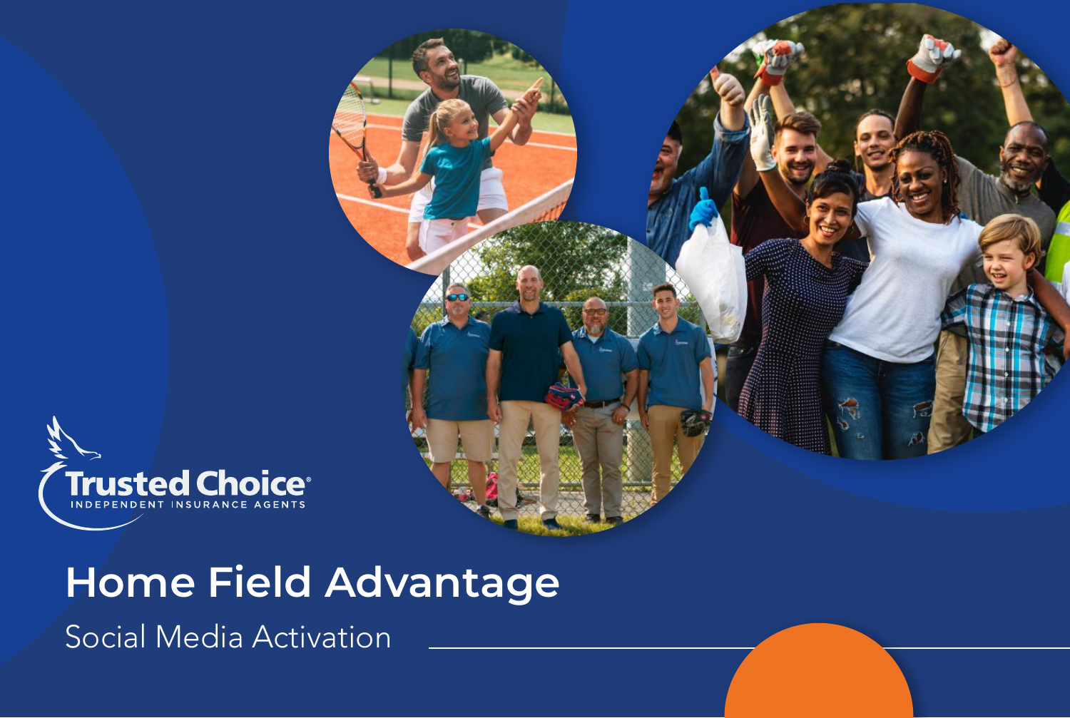Trusted Choice®
INDEPENDENT INSURANCE AGENTS

# Home Field Advantage

Social Media Activation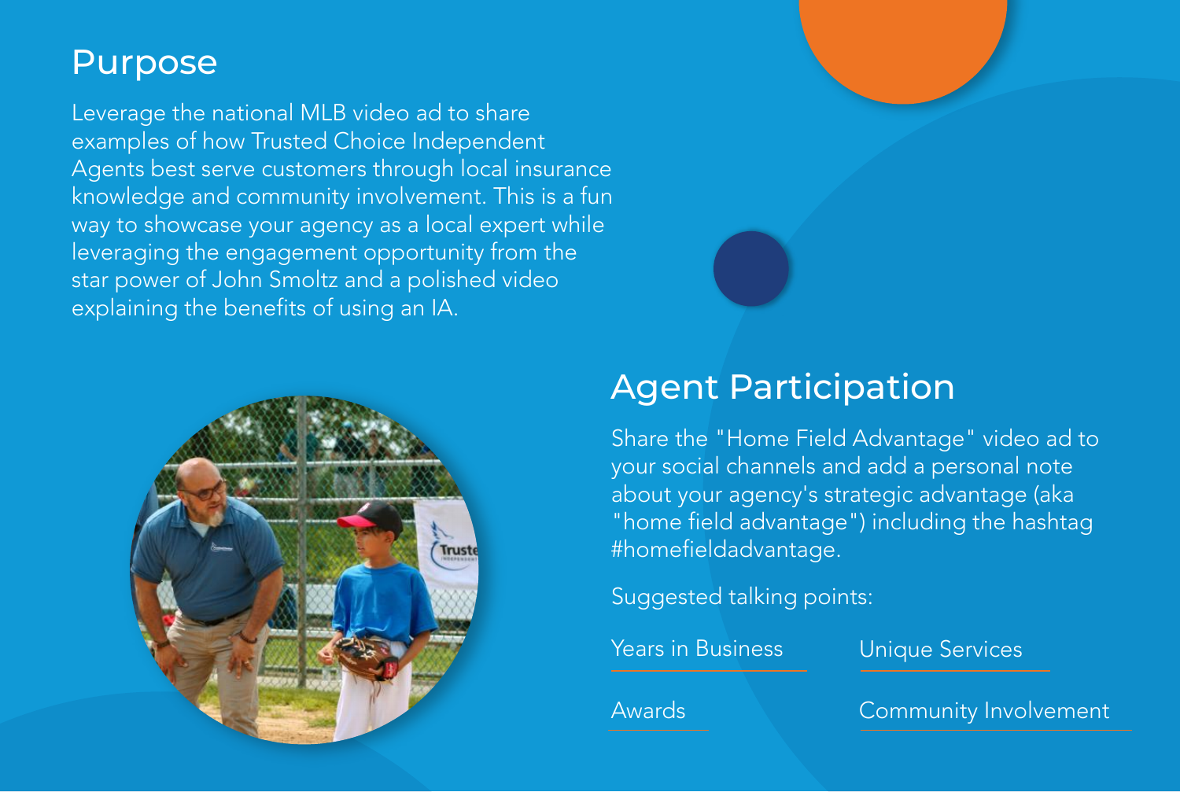## Purpose

Leverage the national MLB video ad to share examples of how Trusted Choice Independent Agents best serve customers through local insurance knowledge and community involvement. This is a fun way to showcase your agency as a local expert while leveraging the engagement opportunity from the star power of John Smoltz and a polished video explaining the benefits of using an IA.

## Agent Participation

Share the "Home Field Advantage" video ad to your social channels and add a personal note about your agency's strategic advantage (aka "home field advantage") including the hashtag #homefieldadvantage.

Suggested talking points:

- Years in Business
- Unique Services
- Awards
- Community Involvement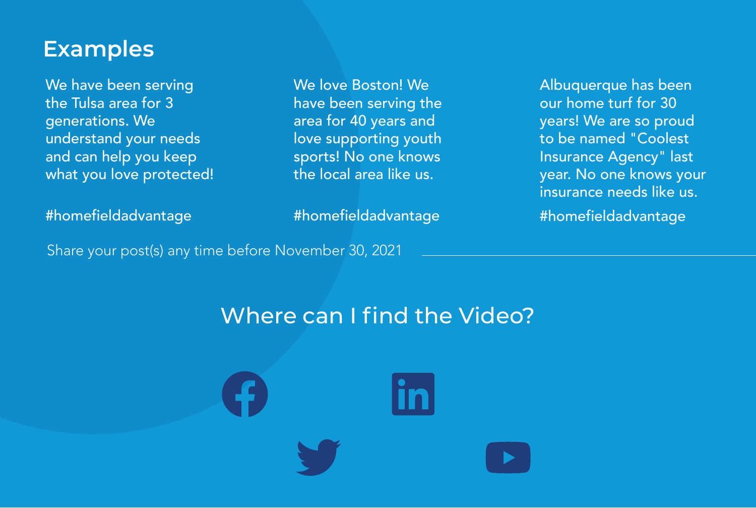## Examples

We have been serving the Tulsa area for 3 generations. We understand your needs and can help you keep what you love protected!

#homefieldadvantage

We love Boston! We have been serving the area for 40 years and love supporting youth sports! No one knows the local area like us.

#homefieldadvantage

Albuquerque has been our home turf for 30 years! We are so proud to be named "Coolest Insurance Agency" last year. No one knows your insurance needs like us.

#homefieldadvantage

Share your post(s) any time before November 30, 2021

## Where can I find the Video?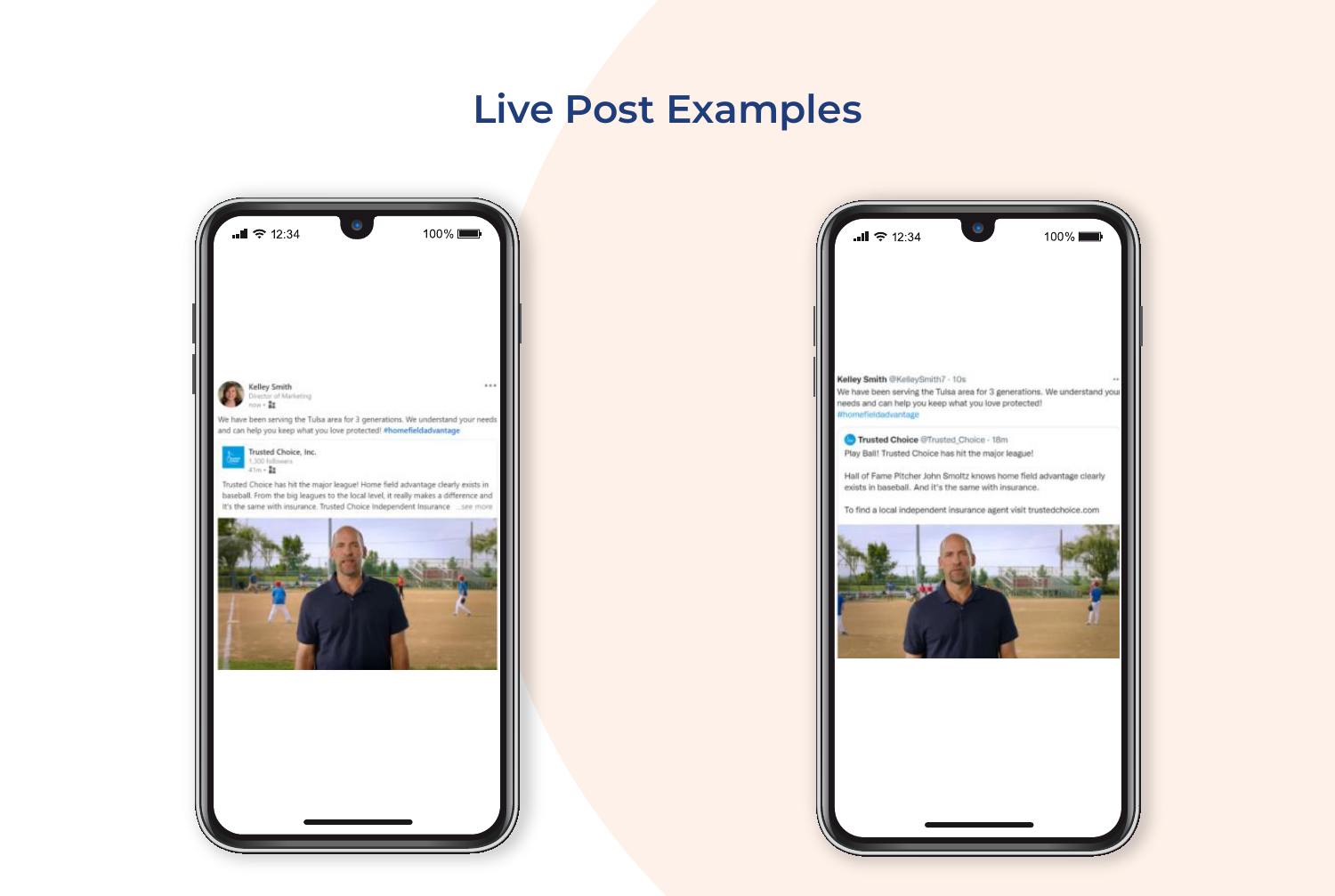# Live Post Examples

12:34 100%

Kelley Smith
Director of Marketing
now •

We have been serving the Tulsa area for 3 generations. We understand your needs and can help you keep what you love protected! #homefieldadvantage

Trusted Choice, Inc.
1,300 followers
41m •

Trusted Choice has hit the major league! Home field advantage clearly exists in baseball. From the big leagues to the local level, it really makes a difference and it's the same with insurance. Trusted Choice Independent Insurance ...see more

12:34 100%

Kelley Smith @KelleySmith7 · 10s

We have been serving the Tulsa area for 3 generations. We understand your needs and can help you keep what you love protected! #homefieldadvantage

Trusted Choice @Trusted_Choice · 18m

Play Ball! Trusted Choice has hit the major league!

Hall of Fame Pitcher John Smoltz knows home field advantage clearly exists in baseball. And it's the same with insurance.

To find a local independent insurance agent visit trustedchoice.com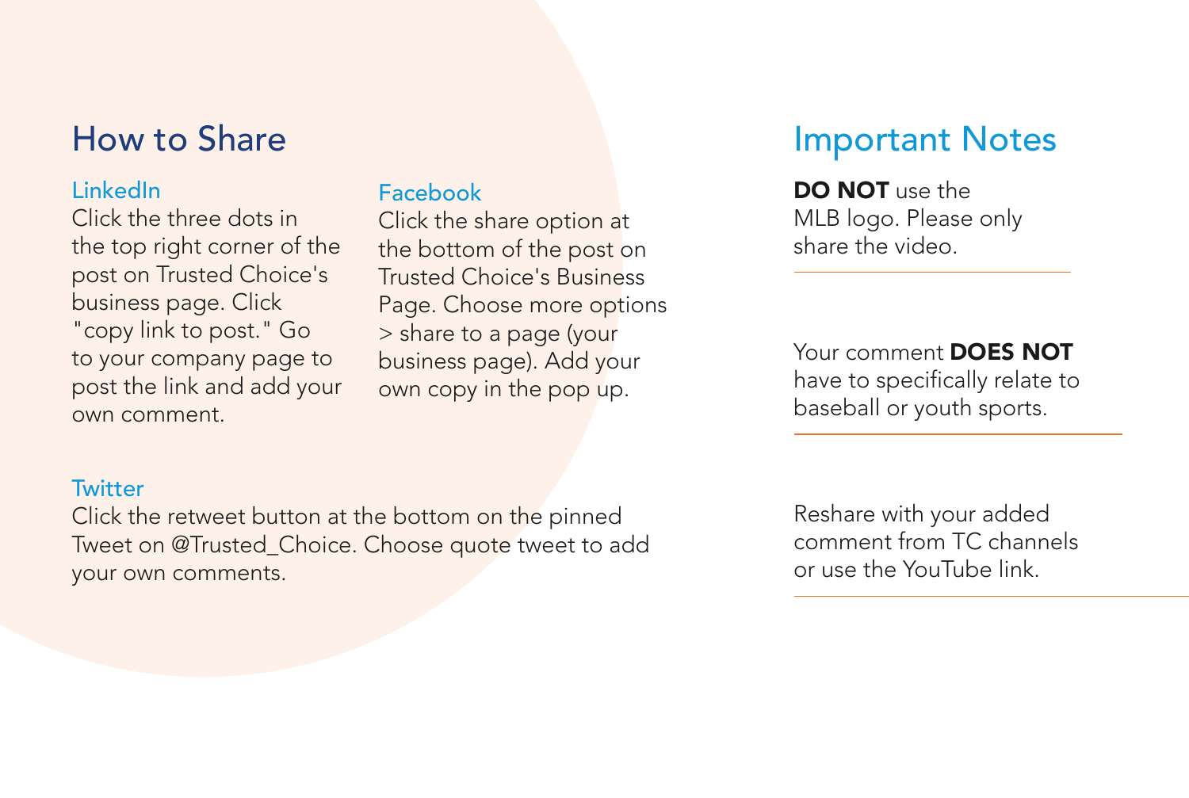## How to Share

### LinkedIn

Click the three dots in the top right corner of the post on Trusted Choice's business page. Click "copy link to post." Go to your company page to post the link and add your own comment.

### Facebook

Click the share option at the bottom of the post on Trusted Choice's Business Page. Choose more options > share to a page (your business page). Add your own copy in the pop up.

### Twitter

Click the retweet button at the bottom on the pinned Tweet on @Trusted_Choice. Choose quote tweet to add your own comments.

## Important Notes

**DO NOT** use the MLB logo. Please only share the video.

---

Your comment **DOES NOT** have to specifically relate to baseball or youth sports.

---

Reshare with your added comment from TC channels or use the YouTube link.

---